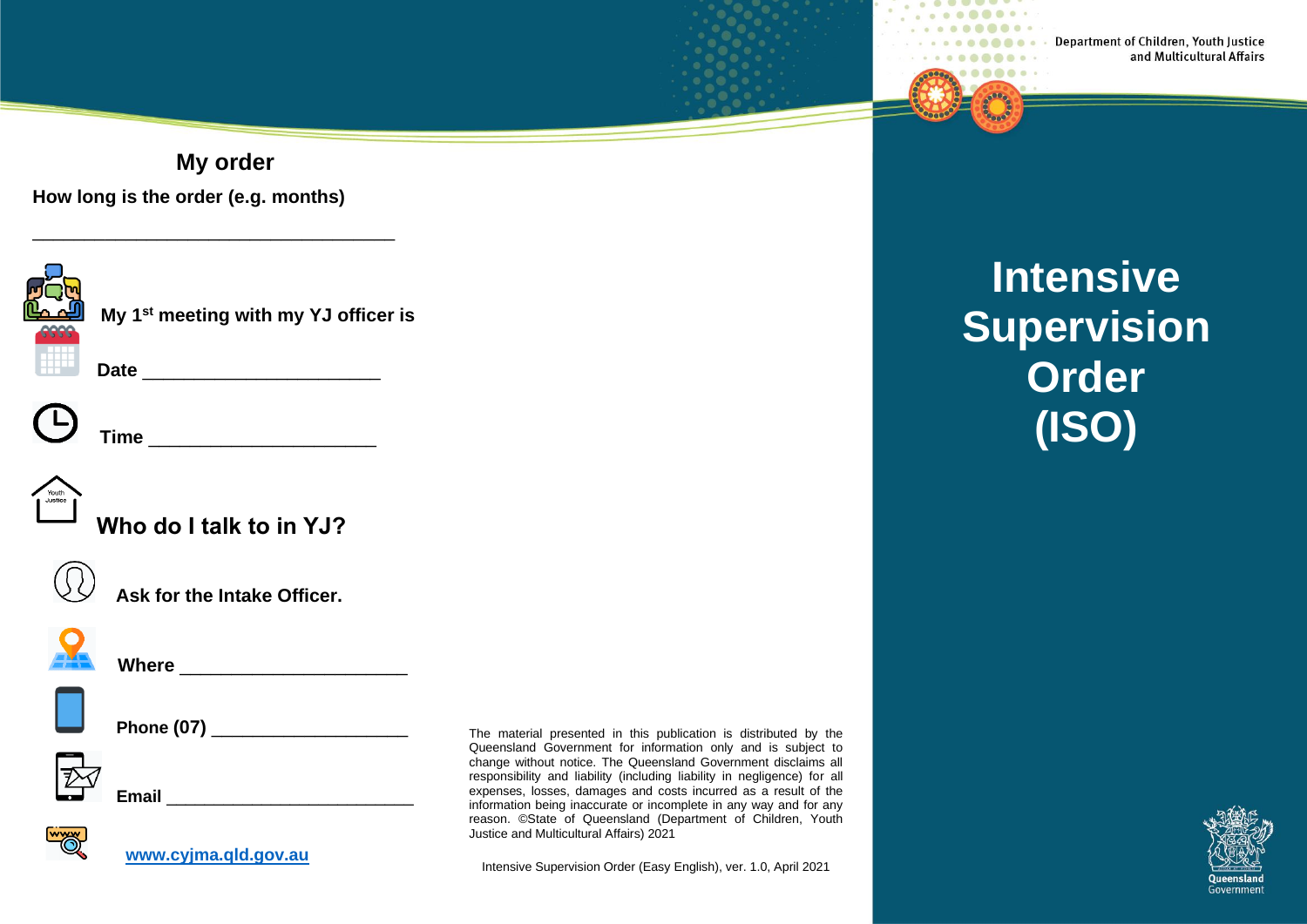## My order

**How long is the order (e.g. months)**

___________________________________

**My 1st meeting with my YJ officer is**

**Date** _______________________

**Time** ______________________

## Who do I talk to in YJ?

**Ask for the Intake Officer.**

**Where** ______________________

**Phone (07)** ___________________

**Email** ________________________

**www.cyjma.qld.gov.au**

The material presented in this publication is distributed by the Queensland Government for information only and is subject to change without notice. The Queensland Government disclaims all responsibility and liability (including liability in negligence) for all expenses, losses, damages and costs incurred as a result of the information being inaccurate or incomplete in any way and for any reason. ©State of Queensland (Department of Children, Youth Justice and Multicultural Affairs) 2021

Intensive Supervision Order (Easy English), ver. 1.0, April 2021

Department of Children, Youth Justice and Multicultural Affairs

# Intensive Supervision Order (ISO)

Queensland Government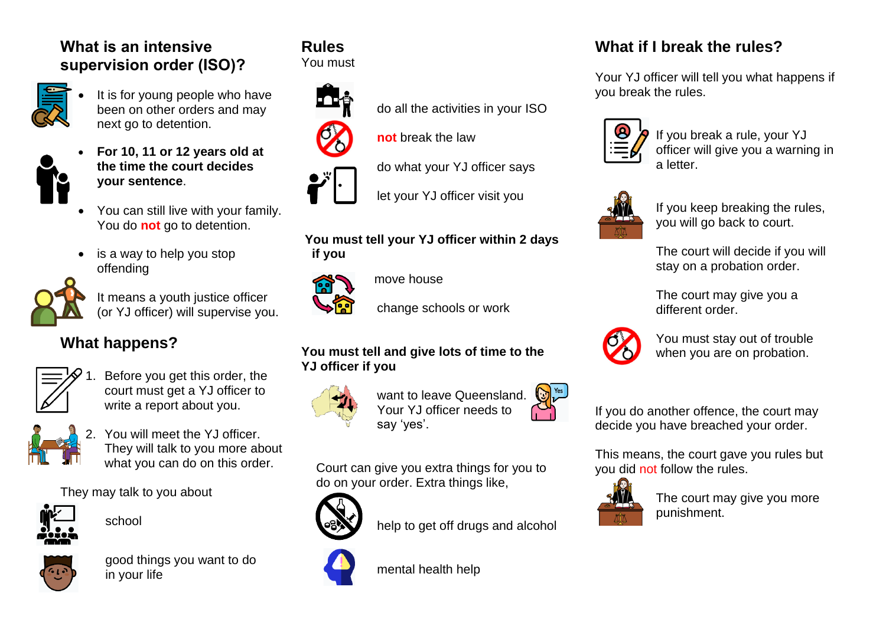## What is an intensive supervision order (ISO)?

- It is for young people who have been on other orders and may next go to detention.
- **For 10, 11 or 12 years old at the time the court decides your sentence**.
- You can still live with your family. You do not go to detention.
- is a way to help you stop offending

It means a youth justice officer (or YJ officer) will supervise you.

## What happens?

1. Before you get this order, the court must get a YJ officer to write a report about you.
2. You will meet the YJ officer. They will talk to you more about what you can do on this order.

They may talk to you about

school

good things you want to do in your life

## Rules

You must

do all the activities in your ISO

not break the law

do what your YJ officer says

let your YJ officer visit you

**You must tell your YJ officer within 2 days if you**

move house

change schools or work

**You must tell and give lots of time to the YJ officer if you**

want to leave Queensland. Your YJ officer needs to say 'yes'.

Court can give you extra things for you to do on your order. Extra things like,

help to get off drugs and alcohol

mental health help

## What if I break the rules?

Your YJ officer will tell you what happens if you break the rules.

If you break a rule, your YJ officer will give you a warning in a letter.

If you keep breaking the rules, you will go back to court.

The court will decide if you will stay on a probation order.

The court may give you a different order.

You must stay out of trouble when you are on probation.

If you do another offence, the court may decide you have breached your order.

This means, the court gave you rules but you did not follow the rules.

The court may give you more punishment.